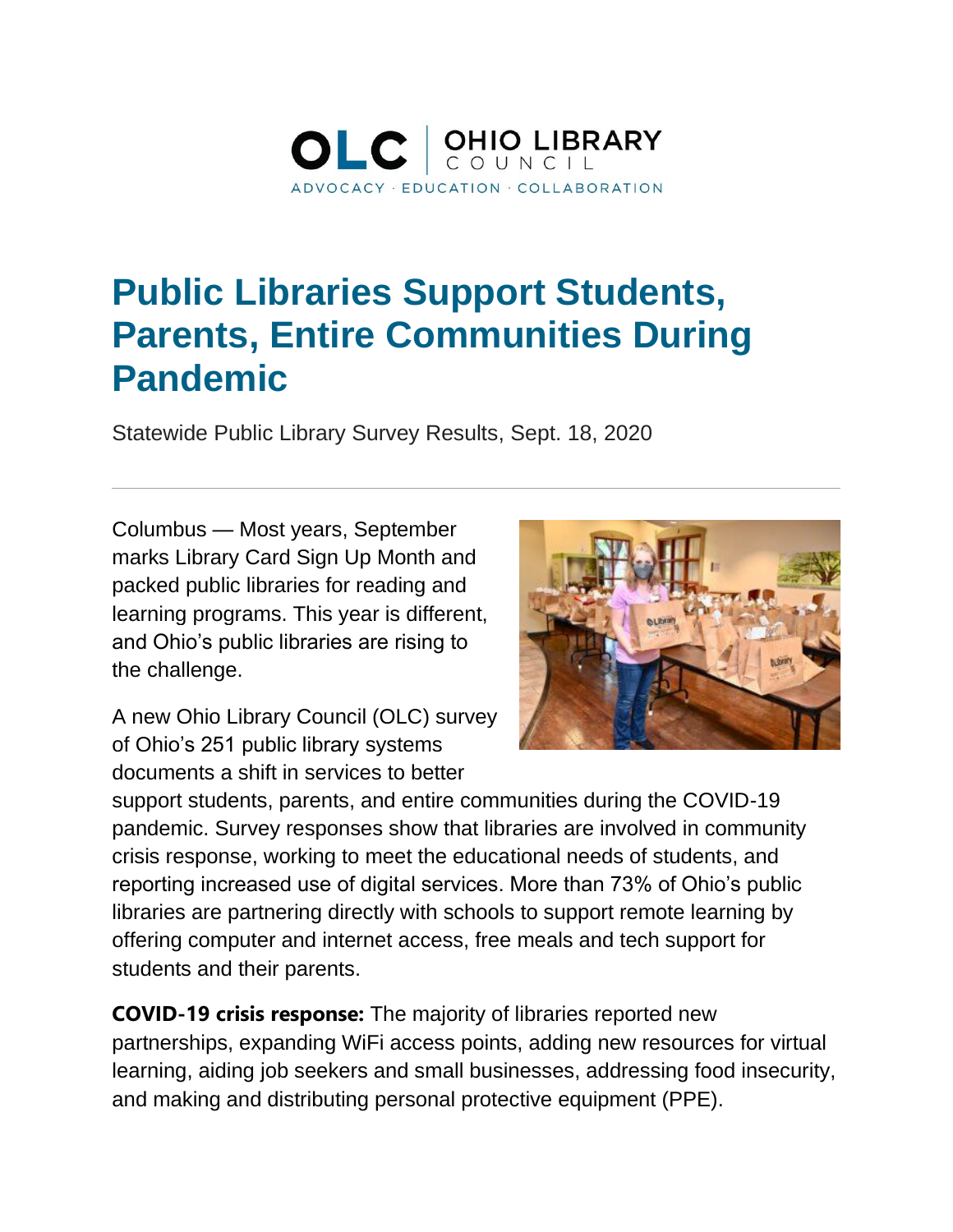OLC | OHIO LIBRARY COUNCIL

ADVOCACY · EDUCATION · COLLABORATION

# Public Libraries Support Students, Parents, Entire Communities During Pandemic

Statewide Public Library Survey Results, Sept. 18, 2020

---

Columbus — Most years, September marks Library Card Sign Up Month and packed public libraries for reading and learning programs. This year is different, and Ohio's public libraries are rising to the challenge.

A new Ohio Library Council (OLC) survey of Ohio's 251 public library systems documents a shift in services to better support students, parents, and entire communities during the COVID-19 pandemic. Survey responses show that libraries are involved in community crisis response, working to meet the educational needs of students, and reporting increased use of digital services. More than 73% of Ohio's public libraries are partnering directly with schools to support remote learning by offering computer and internet access, free meals and tech support for students and their parents.

**COVID-19 crisis response:** The majority of libraries reported new partnerships, expanding WiFi access points, adding new resources for virtual learning, aiding job seekers and small businesses, addressing food insecurity, and making and distributing personal protective equipment (PPE).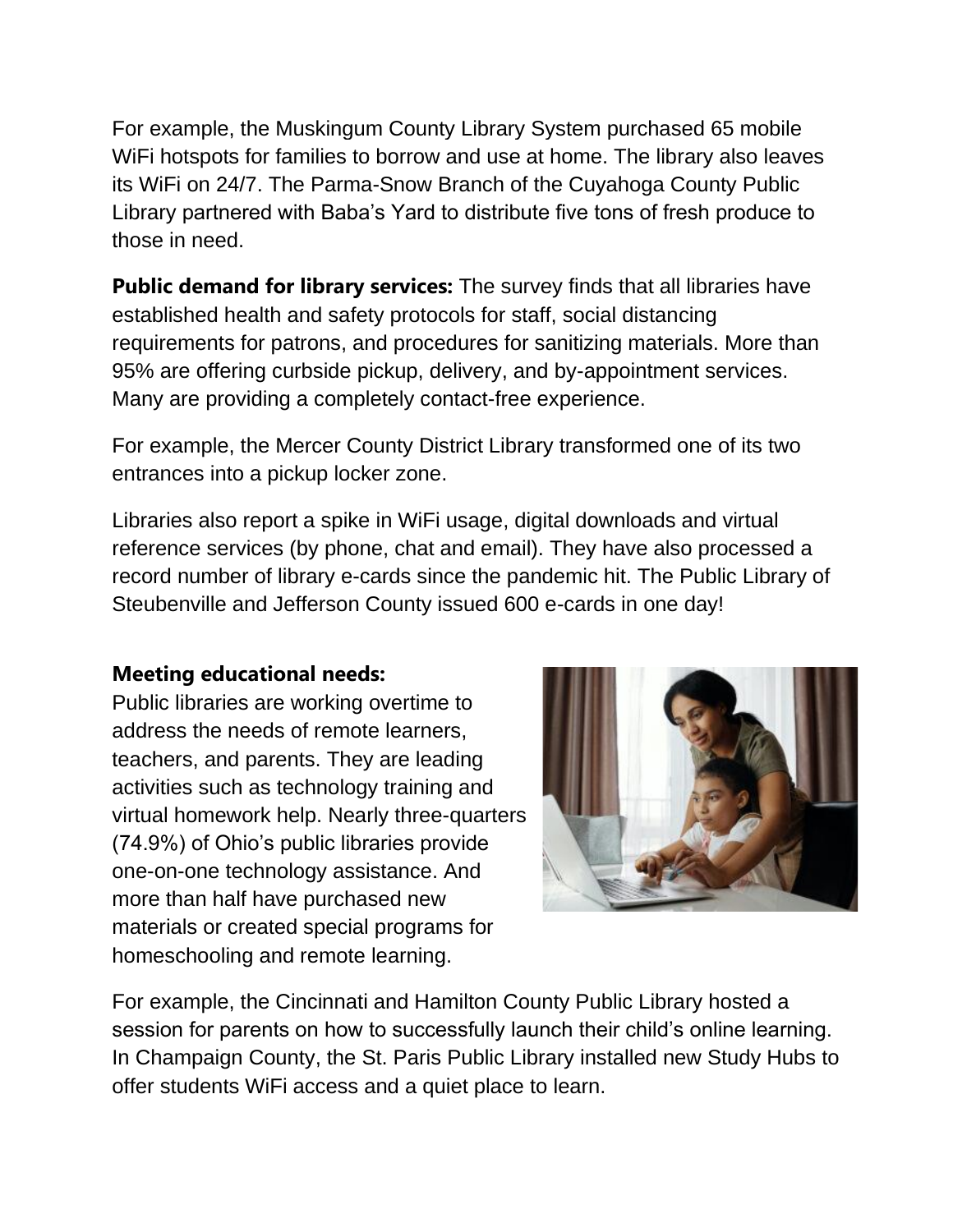For example, the Muskingum County Library System purchased 65 mobile WiFi hotspots for families to borrow and use at home. The library also leaves its WiFi on 24/7. The Parma-Snow Branch of the Cuyahoga County Public Library partnered with Baba's Yard to distribute five tons of fresh produce to those in need.

**Public demand for library services:** The survey finds that all libraries have established health and safety protocols for staff, social distancing requirements for patrons, and procedures for sanitizing materials. More than 95% are offering curbside pickup, delivery, and by-appointment services. Many are providing a completely contact-free experience.

For example, the Mercer County District Library transformed one of its two entrances into a pickup locker zone.

Libraries also report a spike in WiFi usage, digital downloads and virtual reference services (by phone, chat and email). They have also processed a record number of library e-cards since the pandemic hit. The Public Library of Steubenville and Jefferson County issued 600 e-cards in one day!

**Meeting educational needs:**
Public libraries are working overtime to address the needs of remote learners, teachers, and parents. They are leading activities such as technology training and virtual homework help. Nearly three-quarters (74.9%) of Ohio's public libraries provide one-on-one technology assistance. And more than half have purchased new materials or created special programs for homeschooling and remote learning.

For example, the Cincinnati and Hamilton County Public Library hosted a session for parents on how to successfully launch their child's online learning. In Champaign County, the St. Paris Public Library installed new Study Hubs to offer students WiFi access and a quiet place to learn.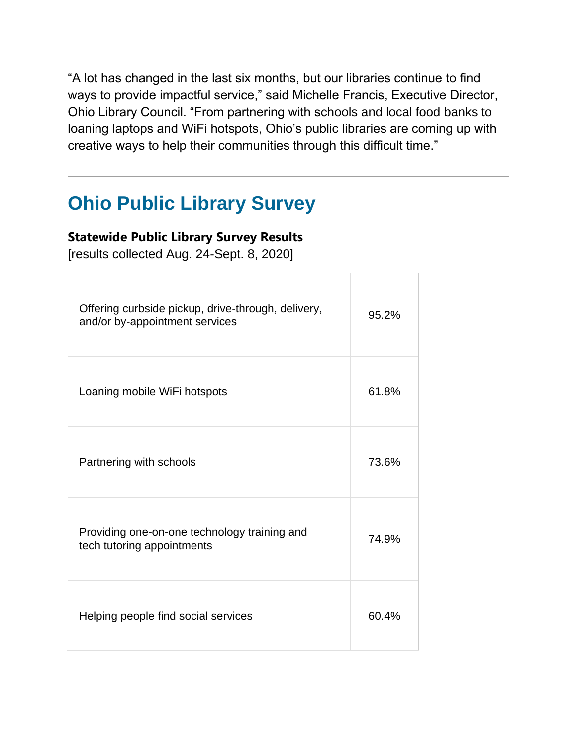"A lot has changed in the last six months, but our libraries continue to find ways to provide impactful service," said Michelle Francis, Executive Director, Ohio Library Council. "From partnering with schools and local food banks to loaning laptops and WiFi hotspots, Ohio's public libraries are coming up with creative ways to help their communities through this difficult time."

---

## Ohio Public Library Survey

**Statewide Public Library Survey Results**

[results collected Aug. 24-Sept. 8, 2020]

| | |
|---|---|
| Offering curbside pickup, drive-through, delivery, and/or by-appointment services | 95.2% |
| Loaning mobile WiFi hotspots | 61.8% |
| Partnering with schools | 73.6% |
| Providing one-on-one technology training and tech tutoring appointments | 74.9% |
| Helping people find social services | 60.4% |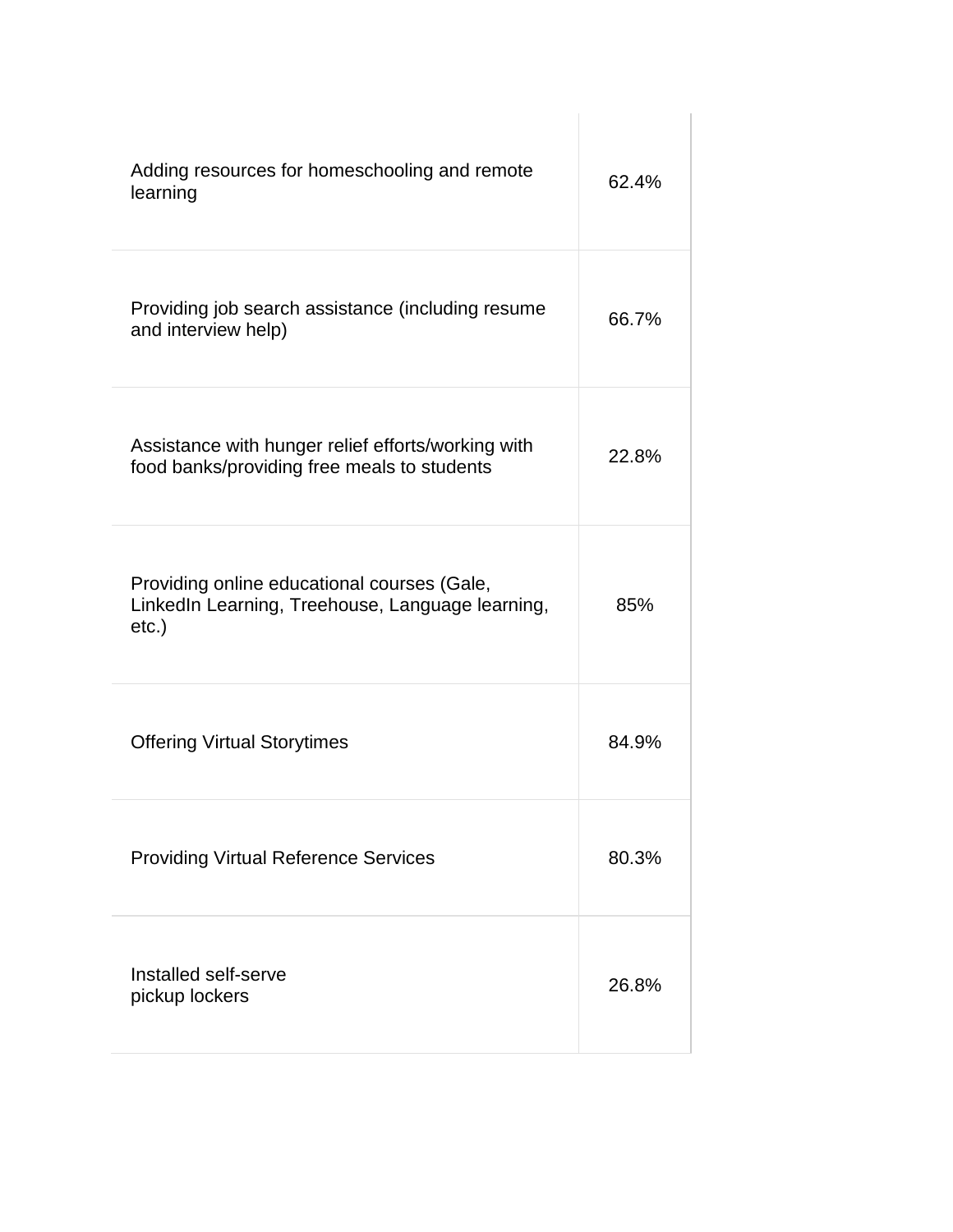| | |
|---|---|
| Adding resources for homeschooling and remote learning | 62.4% |
| Providing job search assistance (including resume and interview help) | 66.7% |
| Assistance with hunger relief efforts/working with food banks/providing free meals to students | 22.8% |
| Providing online educational courses (Gale, LinkedIn Learning, Treehouse, Language learning, etc.) | 85% |
| Offering Virtual Storytimes | 84.9% |
| Providing Virtual Reference Services | 80.3% |
| Installed self-serve pickup lockers | 26.8% |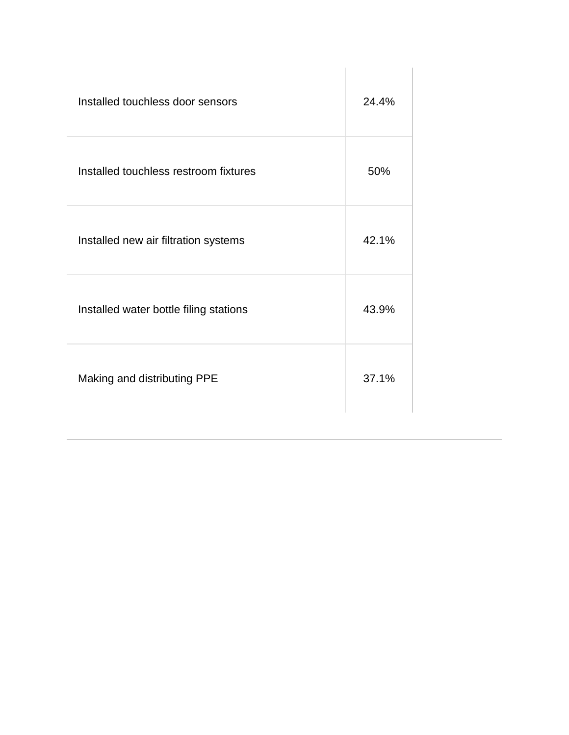| | |
|---|---|
| Installed touchless door sensors | 24.4% |
| Installed touchless restroom fixtures | 50% |
| Installed new air filtration systems | 42.1% |
| Installed water bottle filing stations | 43.9% |
| Making and distributing PPE | 37.1% |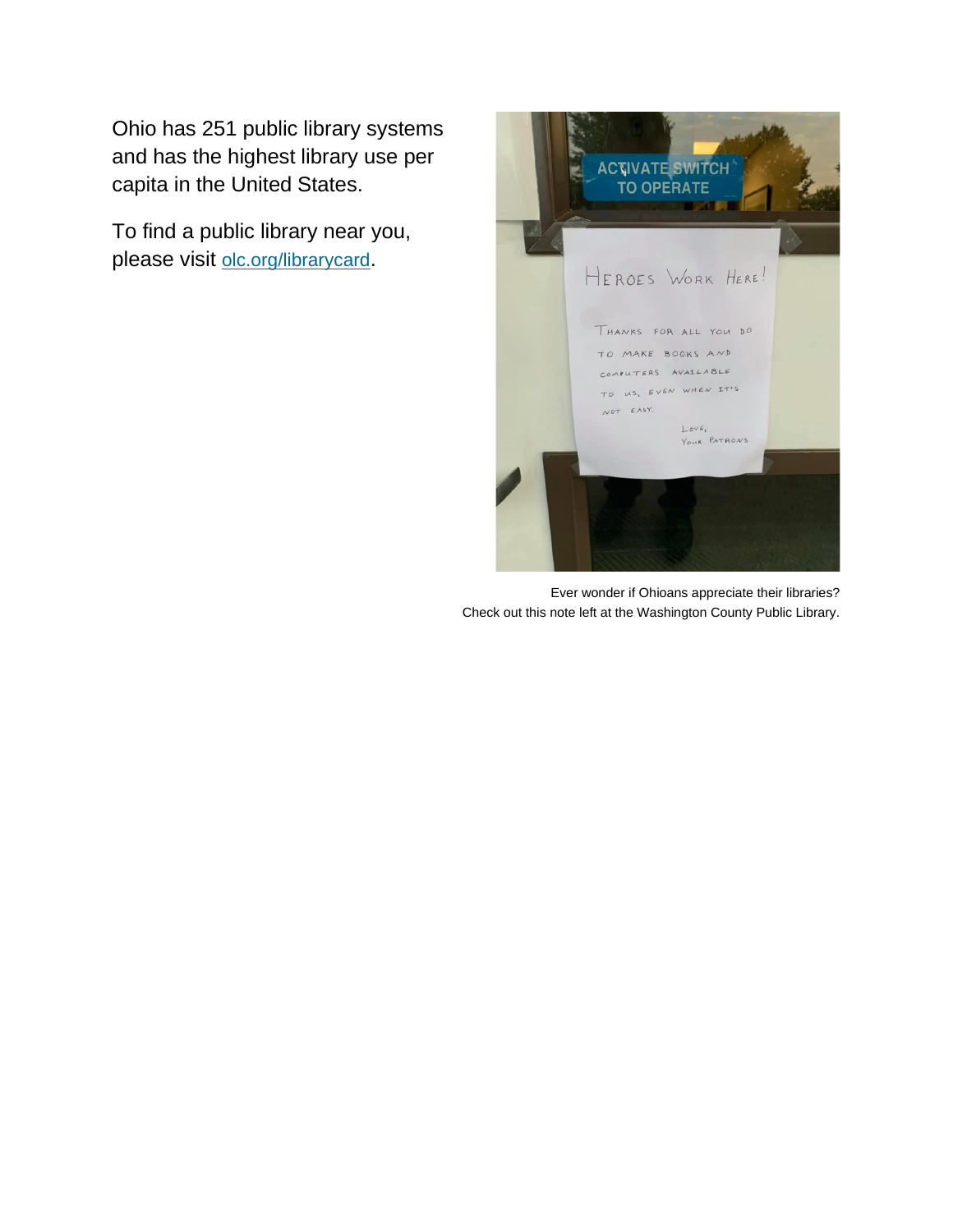Ohio has 251 public library systems and has the highest library use per capita in the United States.

To find a public library near you, please visit [olc.org/librarycard](olc.org/librarycard).

Ever wonder if Ohioans appreciate their libraries?
Check out this note left at the Washington County Public Library.